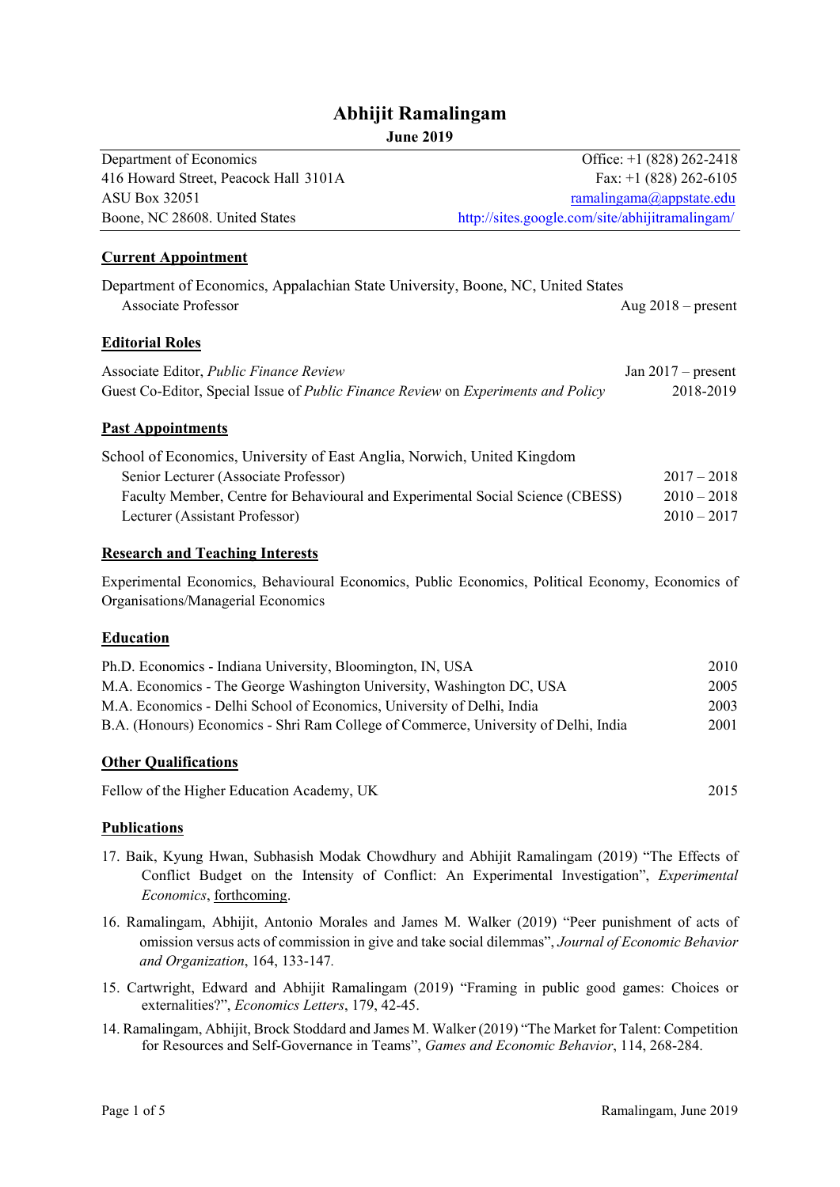# Abhijit Ramalingam

**June 2019**

| | |
|---|---|
| Department of Economics | Office: +1 (828) 262-2418 |
| 416 Howard Street, Peacock Hall 3101A | Fax: +1 (828) 262-6105 |
| ASU Box 32051 | ramalingama@appstate.edu |
| Boone, NC 28608. United States | http://sites.google.com/site/abhijitramalingam/ |

## Current Appointment

Department of Economics, Appalachian State University, Boone, NC, United States
Associate Professor — Aug 2018 – present

## Editorial Roles

Associate Editor, *Public Finance Review* — Jan 2017 – present
Guest Co-Editor, Special Issue of *Public Finance Review* on *Experiments and Policy* — 2018-2019

## Past Appointments

School of Economics, University of East Anglia, Norwich, United Kingdom

- Senior Lecturer (Associate Professor) — 2017 – 2018
- Faculty Member, Centre for Behavioural and Experimental Social Science (CBESS) — 2010 – 2018
- Lecturer (Assistant Professor) — 2010 – 2017

## Research and Teaching Interests

Experimental Economics, Behavioural Economics, Public Economics, Political Economy, Economics of Organisations/Managerial Economics

## Education

- Ph.D. Economics - Indiana University, Bloomington, IN, USA — 2010
- M.A. Economics - The George Washington University, Washington DC, USA — 2005
- M.A. Economics - Delhi School of Economics, University of Delhi, India — 2003
- B.A. (Honours) Economics - Shri Ram College of Commerce, University of Delhi, India — 2001

## Other Qualifications

Fellow of the Higher Education Academy, UK — 2015

## Publications

17. Baik, Kyung Hwan, Subhasish Modak Chowdhury and Abhijit Ramalingam (2019) "The Effects of Conflict Budget on the Intensity of Conflict: An Experimental Investigation", *Experimental Economics*, forthcoming.

16. Ramalingam, Abhijit, Antonio Morales and James M. Walker (2019) "Peer punishment of acts of omission versus acts of commission in give and take social dilemmas", *Journal of Economic Behavior and Organization*, 164, 133-147.

15. Cartwright, Edward and Abhijit Ramalingam (2019) "Framing in public good games: Choices or externalities?", *Economics Letters*, 179, 42-45.

14. Ramalingam, Abhijit, Brock Stoddard and James M. Walker (2019) "The Market for Talent: Competition for Resources and Self-Governance in Teams", *Games and Economic Behavior*, 114, 268-284.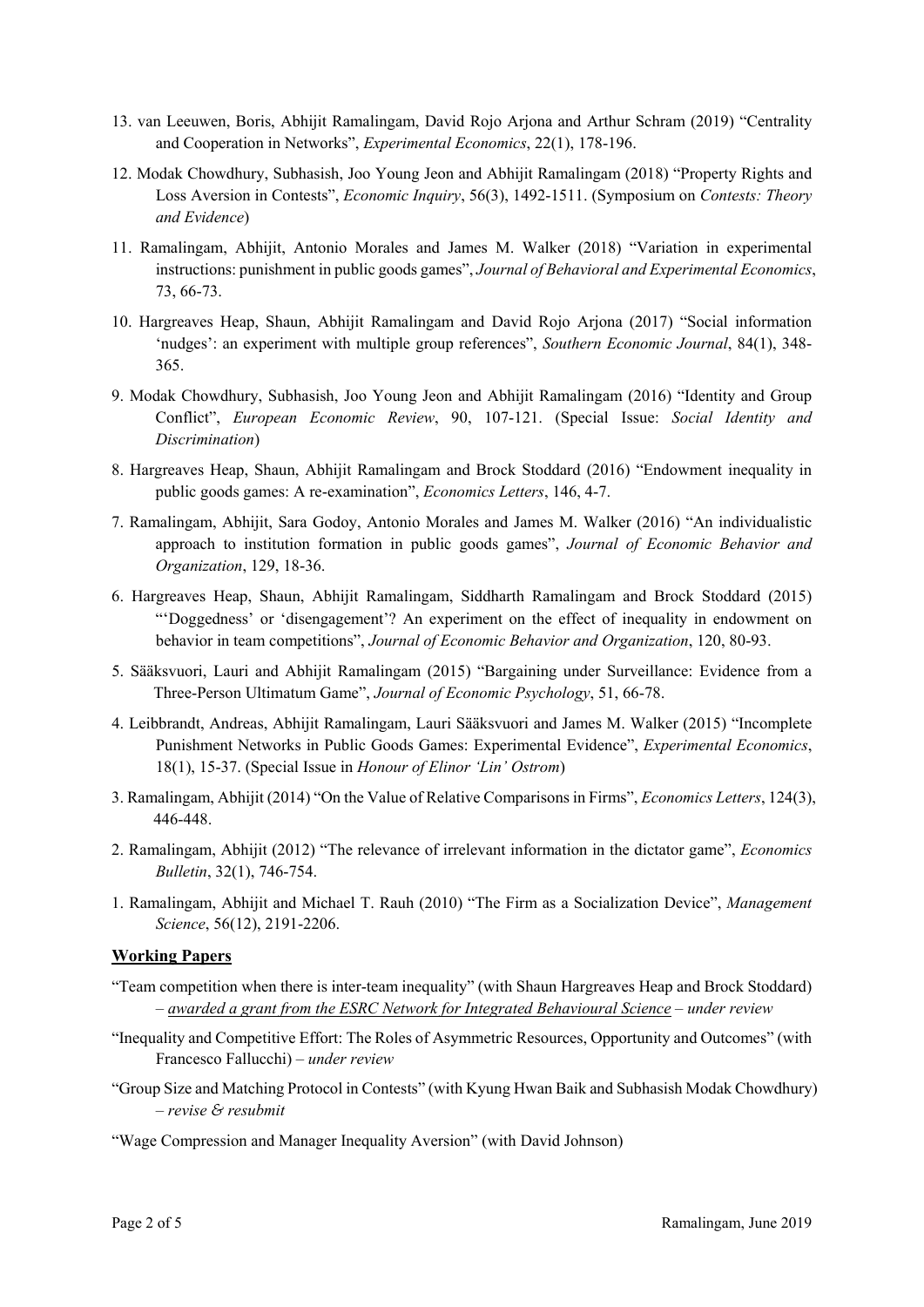13. van Leeuwen, Boris, Abhijit Ramalingam, David Rojo Arjona and Arthur Schram (2019) "Centrality and Cooperation in Networks", *Experimental Economics*, 22(1), 178-196.

12. Modak Chowdhury, Subhasish, Joo Young Jeon and Abhijit Ramalingam (2018) "Property Rights and Loss Aversion in Contests", *Economic Inquiry*, 56(3), 1492-1511. (Symposium on *Contests: Theory and Evidence*)

11. Ramalingam, Abhijit, Antonio Morales and James M. Walker (2018) "Variation in experimental instructions: punishment in public goods games", *Journal of Behavioral and Experimental Economics*, 73, 66-73.

10. Hargreaves Heap, Shaun, Abhijit Ramalingam and David Rojo Arjona (2017) "Social information 'nudges': an experiment with multiple group references", *Southern Economic Journal*, 84(1), 348-365.

9. Modak Chowdhury, Subhasish, Joo Young Jeon and Abhijit Ramalingam (2016) "Identity and Group Conflict", *European Economic Review*, 90, 107-121. (Special Issue: *Social Identity and Discrimination*)

8. Hargreaves Heap, Shaun, Abhijit Ramalingam and Brock Stoddard (2016) "Endowment inequality in public goods games: A re-examination", *Economics Letters*, 146, 4-7.

7. Ramalingam, Abhijit, Sara Godoy, Antonio Morales and James M. Walker (2016) "An individualistic approach to institution formation in public goods games", *Journal of Economic Behavior and Organization*, 129, 18-36.

6. Hargreaves Heap, Shaun, Abhijit Ramalingam, Siddharth Ramalingam and Brock Stoddard (2015) "'Doggedness' or 'disengagement'? An experiment on the effect of inequality in endowment on behavior in team competitions", *Journal of Economic Behavior and Organization*, 120, 80-93.

5. Sääksvuori, Lauri and Abhijit Ramalingam (2015) "Bargaining under Surveillance: Evidence from a Three-Person Ultimatum Game", *Journal of Economic Psychology*, 51, 66-78.

4. Leibbrandt, Andreas, Abhijit Ramalingam, Lauri Sääksvuori and James M. Walker (2015) "Incomplete Punishment Networks in Public Goods Games: Experimental Evidence", *Experimental Economics*, 18(1), 15-37. (Special Issue in *Honour of Elinor 'Lin' Ostrom*)

3. Ramalingam, Abhijit (2014) "On the Value of Relative Comparisons in Firms", *Economics Letters*, 124(3), 446-448.

2. Ramalingam, Abhijit (2012) "The relevance of irrelevant information in the dictator game", *Economics Bulletin*, 32(1), 746-754.

1. Ramalingam, Abhijit and Michael T. Rauh (2010) "The Firm as a Socialization Device", *Management Science*, 56(12), 2191-2206.

## Working Papers

"Team competition when there is inter-team inequality" (with Shaun Hargreaves Heap and Brock Stoddard) – *awarded a grant from the ESRC Network for Integrated Behavioural Science* – *under review*

"Inequality and Competitive Effort: The Roles of Asymmetric Resources, Opportunity and Outcomes" (with Francesco Fallucchi) – *under review*

"Group Size and Matching Protocol in Contests" (with Kyung Hwan Baik and Subhasish Modak Chowdhury) – *revise & resubmit*

"Wage Compression and Manager Inequality Aversion" (with David Johnson)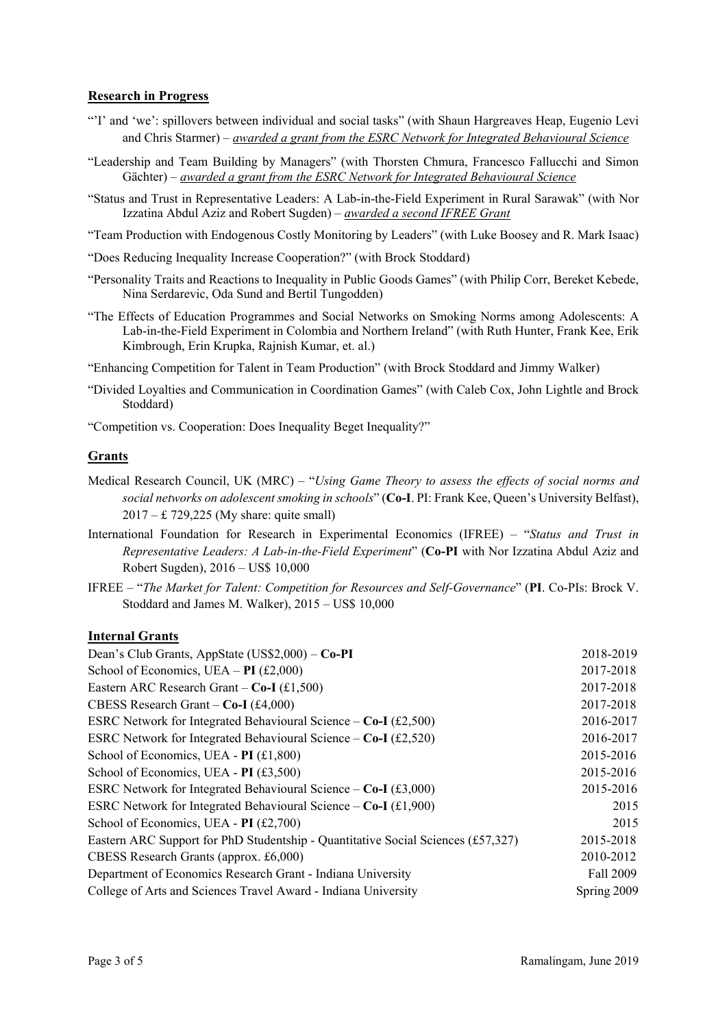## Research in Progress

"'I' and 'we': spillovers between individual and social tasks" (with Shaun Hargreaves Heap, Eugenio Levi and Chris Starmer) – *awarded a grant from the ESRC Network for Integrated Behavioural Science*

"Leadership and Team Building by Managers" (with Thorsten Chmura, Francesco Fallucchi and Simon Gächter) – *awarded a grant from the ESRC Network for Integrated Behavioural Science*

"Status and Trust in Representative Leaders: A Lab-in-the-Field Experiment in Rural Sarawak" (with Nor Izzatina Abdul Aziz and Robert Sugden) – *awarded a second IFREE Grant*

"Team Production with Endogenous Costly Monitoring by Leaders" (with Luke Boosey and R. Mark Isaac)

"Does Reducing Inequality Increase Cooperation?" (with Brock Stoddard)

"Personality Traits and Reactions to Inequality in Public Goods Games" (with Philip Corr, Bereket Kebede, Nina Serdarevic, Oda Sund and Bertil Tungodden)

"The Effects of Education Programmes and Social Networks on Smoking Norms among Adolescents: A Lab-in-the-Field Experiment in Colombia and Northern Ireland" (with Ruth Hunter, Frank Kee, Erik Kimbrough, Erin Krupka, Rajnish Kumar, et. al.)

"Enhancing Competition for Talent in Team Production" (with Brock Stoddard and Jimmy Walker)

"Divided Loyalties and Communication in Coordination Games" (with Caleb Cox, John Lightle and Brock Stoddard)

"Competition vs. Cooperation: Does Inequality Beget Inequality?"

## Grants

Medical Research Council, UK (MRC) – "*Using Game Theory to assess the effects of social norms and social networks on adolescent smoking in schools*" (**Co-I**. PI: Frank Kee, Queen's University Belfast), 2017 – £ 729,225 (My share: quite small)

International Foundation for Research in Experimental Economics (IFREE) – "*Status and Trust in Representative Leaders: A Lab-in-the-Field Experiment*" (**Co-PI** with Nor Izzatina Abdul Aziz and Robert Sugden), 2016 – US$ 10,000

IFREE – "*The Market for Talent: Competition for Resources and Self-Governance*" (**PI**. Co-PIs: Brock V. Stoddard and James M. Walker), 2015 – US$ 10,000

## Internal Grants

| | |
|---|---|
| Dean's Club Grants, AppState (US$2,000) – **Co-PI** | 2018-2019 |
| School of Economics, UEA – **PI** (£2,000) | 2017-2018 |
| Eastern ARC Research Grant – **Co-I** (£1,500) | 2017-2018 |
| CBESS Research Grant – **Co-I** (£4,000) | 2017-2018 |
| ESRC Network for Integrated Behavioural Science – **Co-I** (£2,500) | 2016-2017 |
| ESRC Network for Integrated Behavioural Science – **Co-I** (£2,520) | 2016-2017 |
| School of Economics, UEA - **PI** (£1,800) | 2015-2016 |
| School of Economics, UEA - **PI** (£3,500) | 2015-2016 |
| ESRC Network for Integrated Behavioural Science – **Co-I** (£3,000) | 2015-2016 |
| ESRC Network for Integrated Behavioural Science – **Co-I** (£1,900) | 2015 |
| School of Economics, UEA - **PI** (£2,700) | 2015 |
| Eastern ARC Support for PhD Studentship - Quantitative Social Sciences (£57,327) | 2015-2018 |
| CBESS Research Grants (approx. £6,000) | 2010-2012 |
| Department of Economics Research Grant - Indiana University | Fall 2009 |
| College of Arts and Sciences Travel Award - Indiana University | Spring 2009 |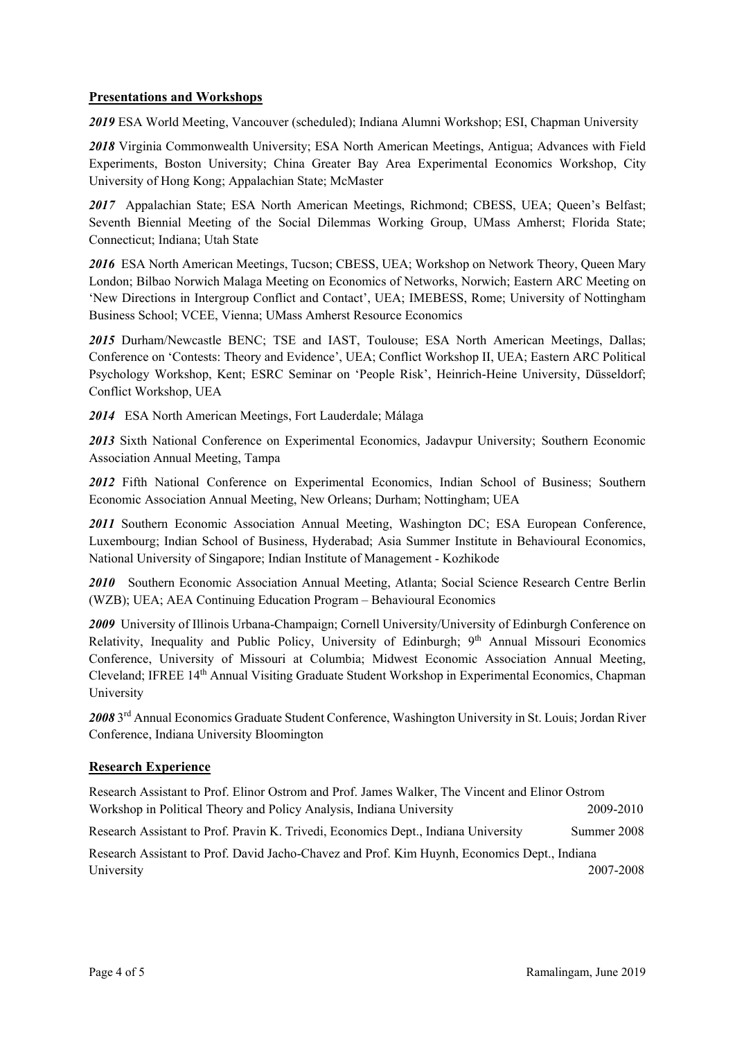## Presentations and Workshops

***2019*** ESA World Meeting, Vancouver (scheduled); Indiana Alumni Workshop; ESI, Chapman University

***2018*** Virginia Commonwealth University; ESA North American Meetings, Antigua; Advances with Field Experiments, Boston University; China Greater Bay Area Experimental Economics Workshop, City University of Hong Kong; Appalachian State; McMaster

***2017*** Appalachian State; ESA North American Meetings, Richmond; CBESS, UEA; Queen's Belfast; Seventh Biennial Meeting of the Social Dilemmas Working Group, UMass Amherst; Florida State; Connecticut; Indiana; Utah State

***2016*** ESA North American Meetings, Tucson; CBESS, UEA; Workshop on Network Theory, Queen Mary London; Bilbao Norwich Malaga Meeting on Economics of Networks, Norwich; Eastern ARC Meeting on 'New Directions in Intergroup Conflict and Contact', UEA; IMEBESS, Rome; University of Nottingham Business School; VCEE, Vienna; UMass Amherst Resource Economics

***2015*** Durham/Newcastle BENC; TSE and IAST, Toulouse; ESA North American Meetings, Dallas; Conference on 'Contests: Theory and Evidence', UEA; Conflict Workshop II, UEA; Eastern ARC Political Psychology Workshop, Kent; ESRC Seminar on 'People Risk', Heinrich-Heine University, Düsseldorf; Conflict Workshop, UEA

***2014*** ESA North American Meetings, Fort Lauderdale; Málaga

***2013*** Sixth National Conference on Experimental Economics, Jadavpur University; Southern Economic Association Annual Meeting, Tampa

***2012*** Fifth National Conference on Experimental Economics, Indian School of Business; Southern Economic Association Annual Meeting, New Orleans; Durham; Nottingham; UEA

***2011*** Southern Economic Association Annual Meeting, Washington DC; ESA European Conference, Luxembourg; Indian School of Business, Hyderabad; Asia Summer Institute in Behavioural Economics, National University of Singapore; Indian Institute of Management - Kozhikode

***2010*** Southern Economic Association Annual Meeting, Atlanta; Social Science Research Centre Berlin (WZB); UEA; AEA Continuing Education Program – Behavioural Economics

***2009*** University of Illinois Urbana-Champaign; Cornell University/University of Edinburgh Conference on Relativity, Inequality and Public Policy, University of Edinburgh; 9th Annual Missouri Economics Conference, University of Missouri at Columbia; Midwest Economic Association Annual Meeting, Cleveland; IFREE 14th Annual Visiting Graduate Student Workshop in Experimental Economics, Chapman University

***2008*** 3rd Annual Economics Graduate Student Conference, Washington University in St. Louis; Jordan River Conference, Indiana University Bloomington

## Research Experience

Research Assistant to Prof. Elinor Ostrom and Prof. James Walker, The Vincent and Elinor Ostrom Workshop in Political Theory and Policy Analysis, Indiana University — 2009-2010

Research Assistant to Prof. Pravin K. Trivedi, Economics Dept., Indiana University — Summer 2008

Research Assistant to Prof. David Jacho-Chavez and Prof. Kim Huynh, Economics Dept., Indiana University — 2007-2008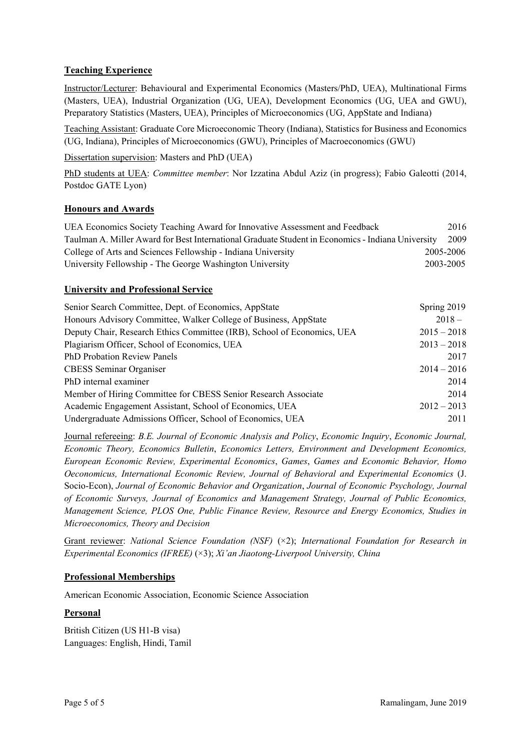## Teaching Experience

Instructor/Lecturer: Behavioural and Experimental Economics (Masters/PhD, UEA), Multinational Firms (Masters, UEA), Industrial Organization (UG, UEA), Development Economics (UG, UEA and GWU), Preparatory Statistics (Masters, UEA), Principles of Microeconomics (UG, AppState and Indiana)

Teaching Assistant: Graduate Core Microeconomic Theory (Indiana), Statistics for Business and Economics (UG, Indiana), Principles of Microeconomics (GWU), Principles of Macroeconomics (GWU)

Dissertation supervision: Masters and PhD (UEA)

PhD students at UEA: *Committee member*: Nor Izzatina Abdul Aziz (in progress); Fabio Galeotti (2014, Postdoc GATE Lyon)

## Honours and Awards

| | |
|---|---|
| UEA Economics Society Teaching Award for Innovative Assessment and Feedback | 2016 |
| Taulman A. Miller Award for Best International Graduate Student in Economics - Indiana University | 2009 |
| College of Arts and Sciences Fellowship - Indiana University | 2005-2006 |
| University Fellowship - The George Washington University | 2003-2005 |

## University and Professional Service

| | |
|---|---|
| Senior Search Committee, Dept. of Economics, AppState | Spring 2019 |
| Honours Advisory Committee, Walker College of Business, AppState | 2018 – |
| Deputy Chair, Research Ethics Committee (IRB), School of Economics, UEA | 2015 – 2018 |
| Plagiarism Officer, School of Economics, UEA | 2013 – 2018 |
| PhD Probation Review Panels | 2017 |
| CBESS Seminar Organiser | 2014 – 2016 |
| PhD internal examiner | 2014 |
| Member of Hiring Committee for CBESS Senior Research Associate | 2014 |
| Academic Engagement Assistant, School of Economics, UEA | 2012 – 2013 |
| Undergraduate Admissions Officer, School of Economics, UEA | 2011 |

Journal refereeing: *B.E. Journal of Economic Analysis and Policy*, *Economic Inquiry*, *Economic Journal, Economic Theory, Economics Bulletin*, *Economics Letters, Environment and Development Economics, European Economic Review, Experimental Economics*, *Games*, *Games and Economic Behavior, Homo Oeconomicus, International Economic Review, Journal of Behavioral and Experimental Economics* (J. Socio-Econ), *Journal of Economic Behavior and Organization*, *Journal of Economic Psychology, Journal of Economic Surveys, Journal of Economics and Management Strategy, Journal of Public Economics, Management Science, PLOS One, Public Finance Review, Resource and Energy Economics, Studies in Microeconomics, Theory and Decision*

Grant reviewer: *National Science Foundation (NSF)* (×2); *International Foundation for Research in Experimental Economics (IFREE)* (×3); *Xi'an Jiaotong-Liverpool University, China*

## Professional Memberships

American Economic Association, Economic Science Association

## Personal

British Citizen (US H1-B visa)
Languages: English, Hindi, Tamil